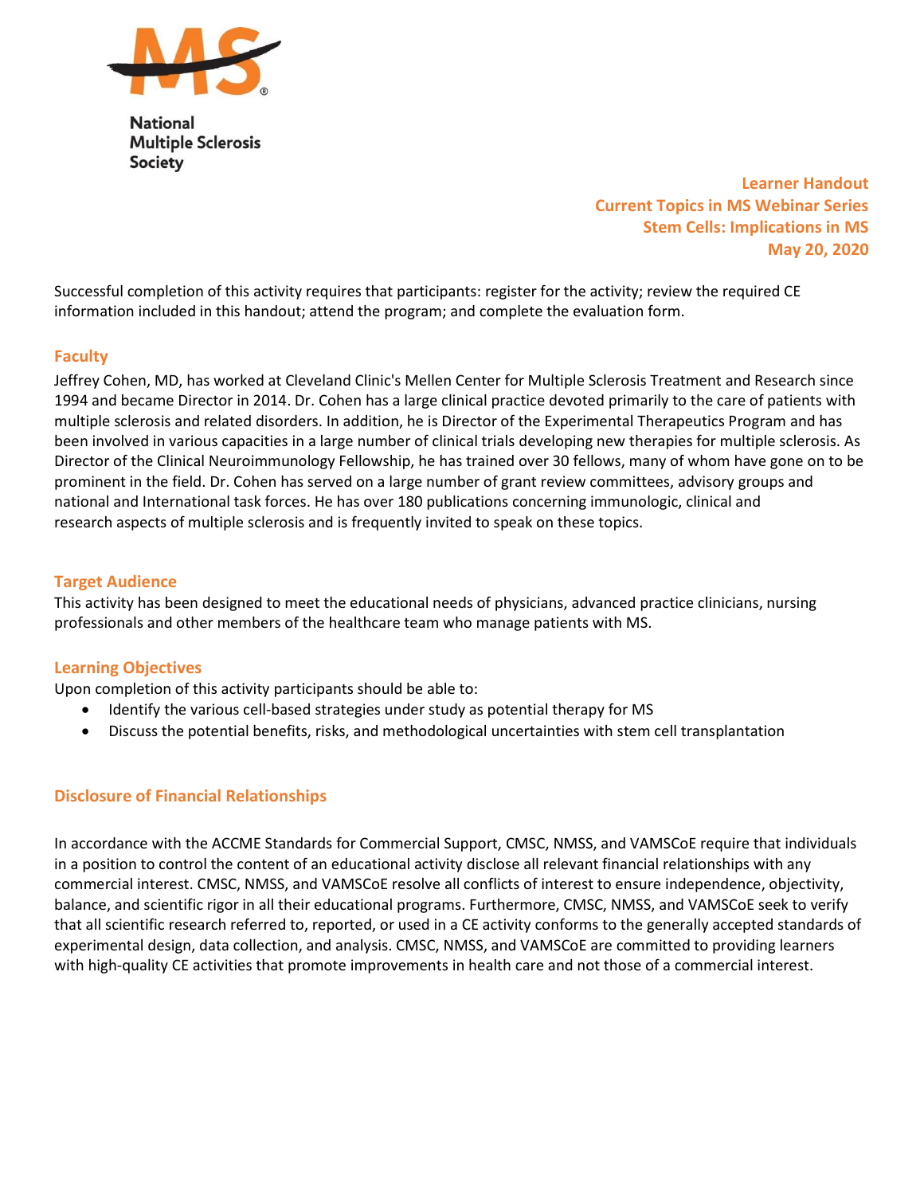National Multiple Sclerosis Society

**Learner Handout**
**Current Topics in MS Webinar Series**
**Stem Cells: Implications in MS**
**May 20, 2020**

Successful completion of this activity requires that participants: register for the activity; review the required CE information included in this handout; attend the program; and complete the evaluation form.

## Faculty

Jeffrey Cohen, MD, has worked at Cleveland Clinic's Mellen Center for Multiple Sclerosis Treatment and Research since 1994 and became Director in 2014. Dr. Cohen has a large clinical practice devoted primarily to the care of patients with multiple sclerosis and related disorders. In addition, he is Director of the Experimental Therapeutics Program and has been involved in various capacities in a large number of clinical trials developing new therapies for multiple sclerosis. As Director of the Clinical Neuroimmunology Fellowship, he has trained over 30 fellows, many of whom have gone on to be prominent in the field. Dr. Cohen has served on a large number of grant review committees, advisory groups and national and International task forces. He has over 180 publications concerning immunologic, clinical and research aspects of multiple sclerosis and is frequently invited to speak on these topics.

## Target Audience

This activity has been designed to meet the educational needs of physicians, advanced practice clinicians, nursing professionals and other members of the healthcare team who manage patients with MS.

## Learning Objectives

Upon completion of this activity participants should be able to:

- Identify the various cell-based strategies under study as potential therapy for MS
- Discuss the potential benefits, risks, and methodological uncertainties with stem cell transplantation

## Disclosure of Financial Relationships

In accordance with the ACCME Standards for Commercial Support, CMSC, NMSS, and VAMSCoE require that individuals in a position to control the content of an educational activity disclose all relevant financial relationships with any commercial interest. CMSC, NMSS, and VAMSCoE resolve all conflicts of interest to ensure independence, objectivity, balance, and scientific rigor in all their educational programs. Furthermore, CMSC, NMSS, and VAMSCoE seek to verify that all scientific research referred to, reported, or used in a CE activity conforms to the generally accepted standards of experimental design, data collection, and analysis. CMSC, NMSS, and VAMSCoE are committed to providing learners with high-quality CE activities that promote improvements in health care and not those of a commercial interest.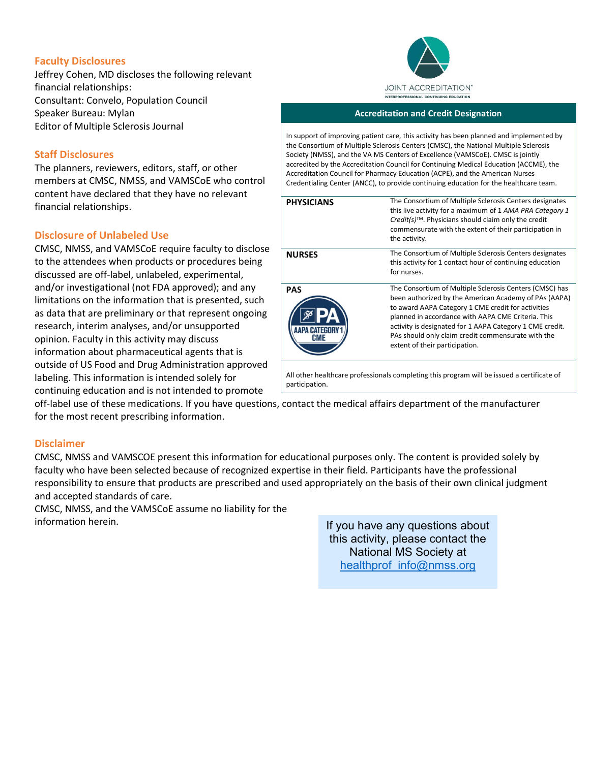## Faculty Disclosures

Jeffrey Cohen, MD discloses the following relevant financial relationships:
Consultant: Convelo, Population Council
Speaker Bureau: Mylan
Editor of Multiple Sclerosis Journal

## Staff Disclosures

The planners, reviewers, editors, staff, or other members at CMSC, NMSS, and VAMSCoE who control content have declared that they have no relevant financial relationships.

## Disclosure of Unlabeled Use

CMSC, NMSS, and VAMSCoE require faculty to disclose to the attendees when products or procedures being discussed are off-label, unlabeled, experimental, and/or investigational (not FDA approved); and any limitations on the information that is presented, such as data that are preliminary or that represent ongoing research, interim analyses, and/or unsupported opinion. Faculty in this activity may discuss information about pharmaceutical agents that is outside of US Food and Drug Administration approved labeling. This information is intended solely for continuing education and is not intended to promote off-label use of these medications. If you have questions, contact the medical affairs department of the manufacturer for the most recent prescribing information.

JOINT ACCREDITATION™
INTERPROFESSIONAL CONTINUING EDUCATION

### Accreditation and Credit Designation

In support of improving patient care, this activity has been planned and implemented by the Consortium of Multiple Sclerosis Centers (CMSC), the National Multiple Sclerosis Society (NMSS), and the VA MS Centers of Excellence (VAMSCoE). CMSC is jointly accredited by the Accreditation Council for Continuing Medical Education (ACCME), the Accreditation Council for Pharmacy Education (ACPE), and the American Nurses Credentialing Center (ANCC), to provide continuing education for the healthcare team.

| | |
|---|---|
| **PHYSICIANS** | The Consortium of Multiple Sclerosis Centers designates this live activity for a maximum of 1 *AMA PRA Category 1 Credit(s)*™. Physicians should claim only the credit commensurate with the extent of their participation in the activity. |
| **NURSES** | The Consortium of Multiple Sclerosis Centers designates this activity for 1 contact hour of continuing education for nurses. |
| **PAS** (PA AAPA CATEGORY 1 CME) | The Consortium of Multiple Sclerosis Centers (CMSC) has been authorized by the American Academy of PAs (AAPA) to award AAPA Category 1 CME credit for activities planned in accordance with AAPA CME Criteria. This activity is designated for 1 AAPA Category 1 CME credit. PAs should only claim credit commensurate with the extent of their participation. |

All other healthcare professionals completing this program will be issued a certificate of participation.

## Disclaimer

CMSC, NMSS and VAMSCOE present this information for educational purposes only. The content is provided solely by faculty who have been selected because of recognized expertise in their field. Participants have the professional responsibility to ensure that products are prescribed and used appropriately on the basis of their own clinical judgment and accepted standards of care.

CMSC, NMSS, and the VAMSCoE assume no liability for the information herein.

If you have any questions about this activity, please contact the National MS Society at healthprof_info@nmss.org